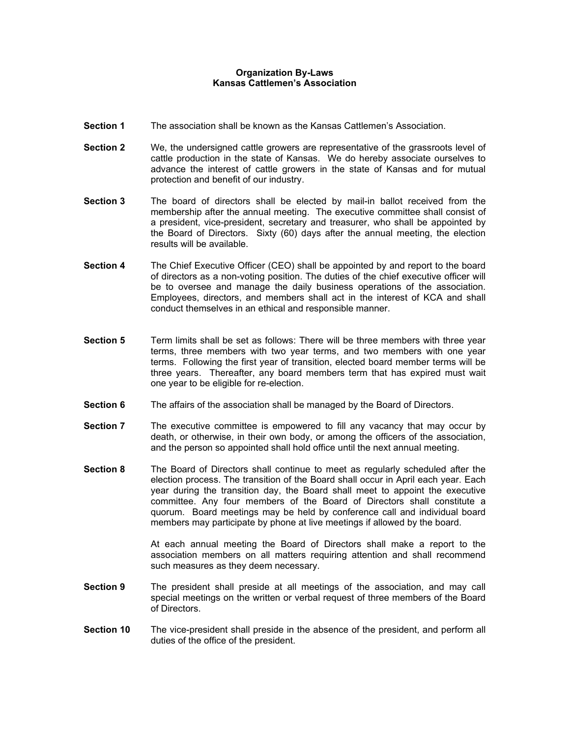**Organization By-Laws**
**Kansas Cattlemen's Association**

**Section 1** The association shall be known as the Kansas Cattlemen's Association.

**Section 2** We, the undersigned cattle growers are representative of the grassroots level of cattle production in the state of Kansas. We do hereby associate ourselves to advance the interest of cattle growers in the state of Kansas and for mutual protection and benefit of our industry.

**Section 3** The board of directors shall be elected by mail-in ballot received from the membership after the annual meeting. The executive committee shall consist of a president, vice-president, secretary and treasurer, who shall be appointed by the Board of Directors. Sixty (60) days after the annual meeting, the election results will be available.

**Section 4** The Chief Executive Officer (CEO) shall be appointed by and report to the board of directors as a non-voting position. The duties of the chief executive officer will be to oversee and manage the daily business operations of the association. Employees, directors, and members shall act in the interest of KCA and shall conduct themselves in an ethical and responsible manner.

**Section 5** Term limits shall be set as follows: There will be three members with three year terms, three members with two year terms, and two members with one year terms. Following the first year of transition, elected board member terms will be three years. Thereafter, any board members term that has expired must wait one year to be eligible for re-election.

**Section 6** The affairs of the association shall be managed by the Board of Directors.

**Section 7** The executive committee is empowered to fill any vacancy that may occur by death, or otherwise, in their own body, or among the officers of the association, and the person so appointed shall hold office until the next annual meeting.

**Section 8** The Board of Directors shall continue to meet as regularly scheduled after the election process. The transition of the Board shall occur in April each year. Each year during the transition day, the Board shall meet to appoint the executive committee. Any four members of the Board of Directors shall constitute a quorum. Board meetings may be held by conference call and individual board members may participate by phone at live meetings if allowed by the board.

At each annual meeting the Board of Directors shall make a report to the association members on all matters requiring attention and shall recommend such measures as they deem necessary.

**Section 9** The president shall preside at all meetings of the association, and may call special meetings on the written or verbal request of three members of the Board of Directors.

**Section 10** The vice-president shall preside in the absence of the president, and perform all duties of the office of the president.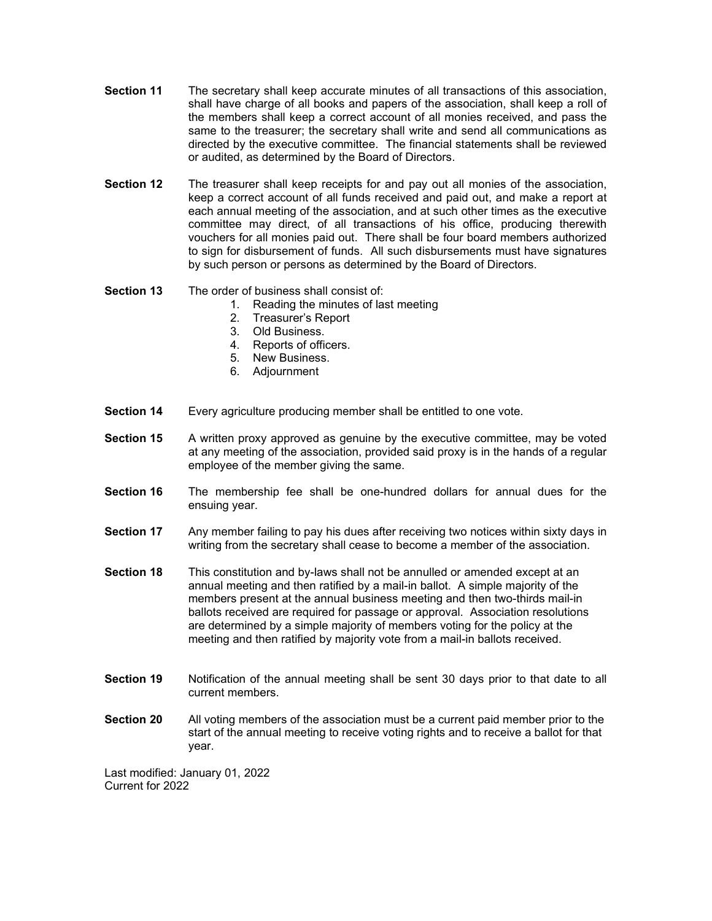**Section 11** The secretary shall keep accurate minutes of all transactions of this association, shall have charge of all books and papers of the association, shall keep a roll of the members shall keep a correct account of all monies received, and pass the same to the treasurer; the secretary shall write and send all communications as directed by the executive committee. The financial statements shall be reviewed or audited, as determined by the Board of Directors.

**Section 12** The treasurer shall keep receipts for and pay out all monies of the association, keep a correct account of all funds received and paid out, and make a report at each annual meeting of the association, and at such other times as the executive committee may direct, of all transactions of his office, producing therewith vouchers for all monies paid out. There shall be four board members authorized to sign for disbursement of funds. All such disbursements must have signatures by such person or persons as determined by the Board of Directors.

**Section 13** The order of business shall consist of:

1. Reading the minutes of last meeting
2. Treasurer's Report
3. Old Business.
4. Reports of officers.
5. New Business.
6. Adjournment

**Section 14** Every agriculture producing member shall be entitled to one vote.

**Section 15** A written proxy approved as genuine by the executive committee, may be voted at any meeting of the association, provided said proxy is in the hands of a regular employee of the member giving the same.

**Section 16** The membership fee shall be one-hundred dollars for annual dues for the ensuing year.

**Section 17** Any member failing to pay his dues after receiving two notices within sixty days in writing from the secretary shall cease to become a member of the association.

**Section 18** This constitution and by-laws shall not be annulled or amended except at an annual meeting and then ratified by a mail-in ballot. A simple majority of the members present at the annual business meeting and then two-thirds mail-in ballots received are required for passage or approval. Association resolutions are determined by a simple majority of members voting for the policy at the meeting and then ratified by majority vote from a mail-in ballots received.

**Section 19** Notification of the annual meeting shall be sent 30 days prior to that date to all current members.

**Section 20** All voting members of the association must be a current paid member prior to the start of the annual meeting to receive voting rights and to receive a ballot for that year.

Last modified: January 01, 2022
Current for 2022